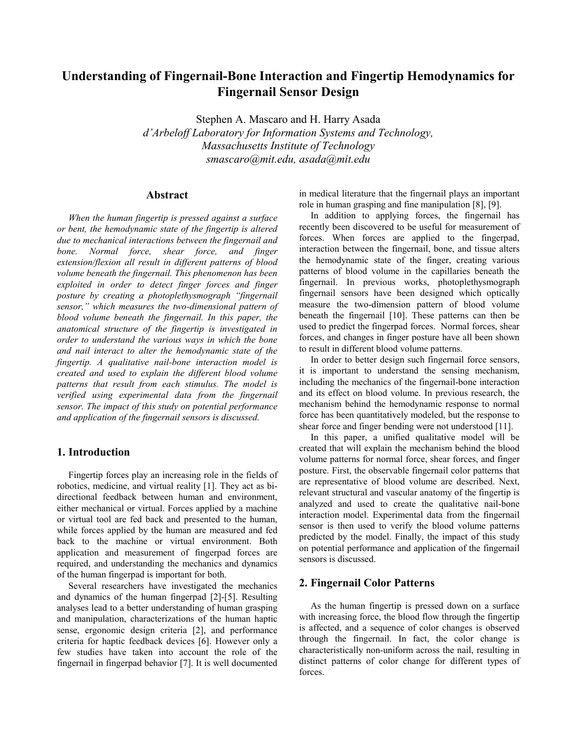# Understanding of Fingernail-Bone Interaction and Fingertip Hemodynamics for Fingernail Sensor Design

Stephen A. Mascaro and H. Harry Asada

*d'Arbeloff Laboratory for Information Systems and Technology,*
*Massachusetts Institute of Technology*
*smascaro@mit.edu, asada@mit.edu*

## Abstract

*When the human fingertip is pressed against a surface or bent, the hemodynamic state of the fingertip is altered due to mechanical interactions between the fingernail and bone. Normal force, shear force, and finger extension/flexion all result in different patterns of blood volume beneath the fingernail. This phenomenon has been exploited in order to detect finger forces and finger posture by creating a photoplethysmograph "fingernail sensor," which measures the two-dimensional pattern of blood volume beneath the fingernail. In this paper, the anatomical structure of the fingertip is investigated in order to understand the various ways in which the bone and nail interact to alter the hemodynamic state of the fingertip. A qualitative nail-bone interaction model is created and used to explain the different blood volume patterns that result from each stimulus. The model is verified using experimental data from the fingernail sensor. The impact of this study on potential performance and application of the fingernail sensors is discussed.*

## 1. Introduction

Fingertip forces play an increasing role in the fields of robotics, medicine, and virtual reality [1]. They act as bi-directional feedback between human and environment, either mechanical or virtual. Forces applied by a machine or virtual tool are fed back and presented to the human, while forces applied by the human are measured and fed back to the machine or virtual environment. Both application and measurement of fingerpad forces are required, and understanding the mechanics and dynamics of the human fingerpad is important for both.

Several researchers have investigated the mechanics and dynamics of the human fingerpad [2]-[5]. Resulting analyses lead to a better understanding of human grasping and manipulation, characterizations of the human haptic sense, ergonomic design criteria [2], and performance criteria for haptic feedback devices [6]. However only a few studies have taken into account the role of the fingernail in fingerpad behavior [7]. It is well documented in medical literature that the fingernail plays an important role in human grasping and fine manipulation [8], [9].

In addition to applying forces, the fingernail has recently been discovered to be useful for measurement of forces. When forces are applied to the fingerpad, interaction between the fingernail, bone, and tissue alters the hemodynamic state of the finger, creating various patterns of blood volume in the capillaries beneath the fingernail. In previous works, photoplethysmograph fingernail sensors have been designed which optically measure the two-dimension pattern of blood volume beneath the fingernail [10]. These patterns can then be used to predict the fingerpad forces. Normal forces, shear forces, and changes in finger posture have all been shown to result in different blood volume patterns.

In order to better design such fingernail force sensors, it is important to understand the sensing mechanism, including the mechanics of the fingernail-bone interaction and its effect on blood volume. In previous research, the mechanism behind the hemodynamic response to normal force has been quantitatively modeled, but the response to shear force and finger bending were not understood [11].

In this paper, a unified qualitative model will be created that will explain the mechanism behind the blood volume patterns for normal force, shear forces, and finger posture. First, the observable fingernail color patterns that are representative of blood volume are described. Next, relevant structural and vascular anatomy of the fingertip is analyzed and used to create the qualitative nail-bone interaction model. Experimental data from the fingernail sensor is then used to verify the blood volume patterns predicted by the model. Finally, the impact of this study on potential performance and application of the fingernail sensors is discussed.

## 2. Fingernail Color Patterns

As the human fingertip is pressed down on a surface with increasing force, the blood flow through the fingertip is affected, and a sequence of color changes is observed through the fingernail. In fact, the color change is characteristically non-uniform across the nail, resulting in distinct patterns of color change for different types of forces.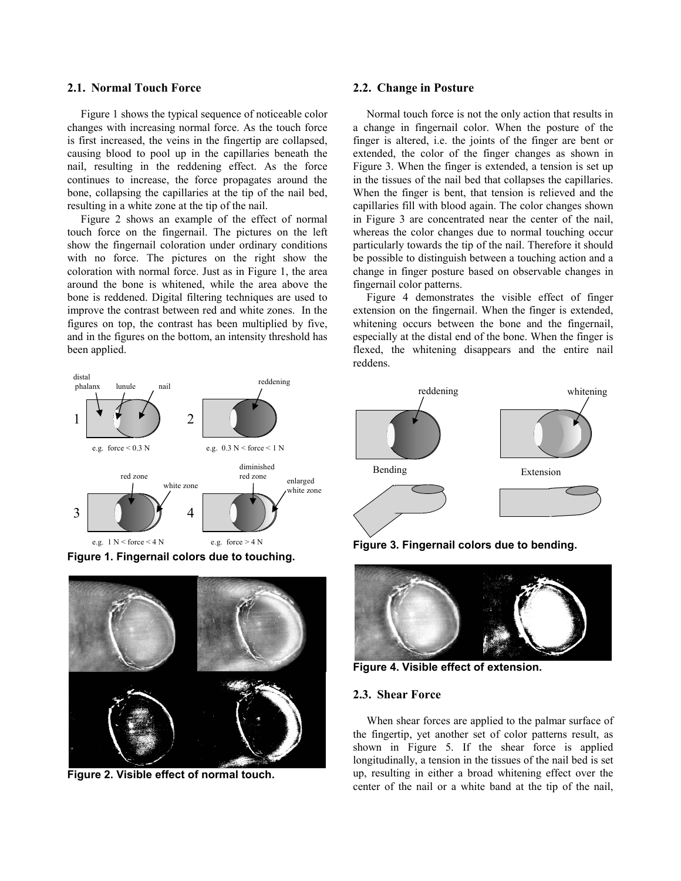## 2.1. Normal Touch Force

Figure 1 shows the typical sequence of noticeable color changes with increasing normal force. As the touch force is first increased, the veins in the fingertip are collapsed, causing blood to pool up in the capillaries beneath the nail, resulting in the reddening effect. As the force continues to increase, the force propagates around the bone, collapsing the capillaries at the tip of the nail bed, resulting in a white zone at the tip of the nail.

Figure 2 shows an example of the effect of normal touch force on the fingernail. The pictures on the left show the fingernail coloration under ordinary conditions with no force. The pictures on the right show the coloration with normal force. Just as in Figure 1, the area around the bone is whitened, while the area above the bone is reddened. Digital filtering techniques are used to improve the contrast between red and white zones. In the figures on top, the contrast has been multiplied by five, and in the figures on the bottom, an intensity threshold has been applied.

**Figure 1. Fingernail colors due to touching.**

**Figure 2. Visible effect of normal touch.**

## 2.2. Change in Posture

Normal touch force is not the only action that results in a change in fingernail color. When the posture of the finger is altered, i.e. the joints of the finger are bent or extended, the color of the finger changes as shown in Figure 3. When the finger is extended, a tension is set up in the tissues of the nail bed that collapses the capillaries. When the finger is bent, that tension is relieved and the capillaries fill with blood again. The color changes shown in Figure 3 are concentrated near the center of the nail, whereas the color changes due to normal touching occur particularly towards the tip of the nail. Therefore it should be possible to distinguish between a touching action and a change in finger posture based on observable changes in fingernail color patterns.

Figure 4 demonstrates the visible effect of finger extension on the fingernail. When the finger is extended, whitening occurs between the bone and the fingernail, especially at the distal end of the bone. When the finger is flexed, the whitening disappears and the entire nail reddens.

**Figure 3. Fingernail colors due to bending.**

**Figure 4. Visible effect of extension.**

## 2.3. Shear Force

When shear forces are applied to the palmar surface of the fingertip, yet another set of color patterns result, as shown in Figure 5. If the shear force is applied longitudinally, a tension in the tissues of the nail bed is set up, resulting in either a broad whitening effect over the center of the nail or a white band at the tip of the nail,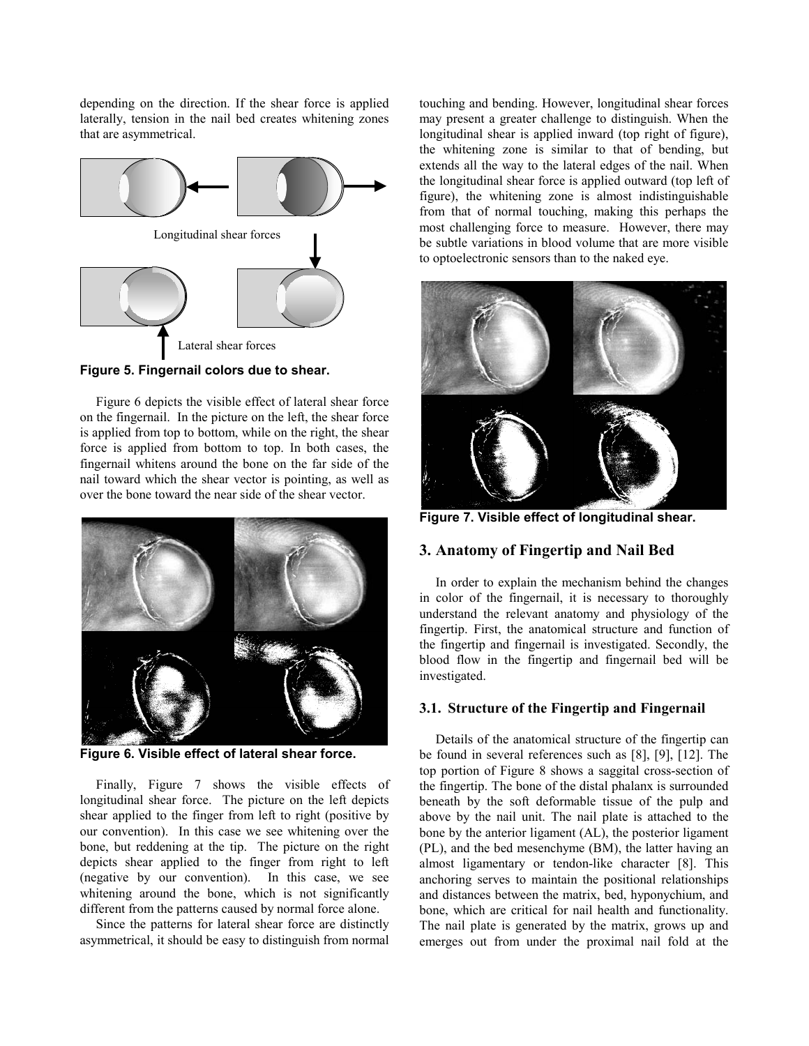depending on the direction. If the shear force is applied laterally, tension in the nail bed creates whitening zones that are asymmetrical.

Longitudinal shear forces

Lateral shear forces

**Figure 5. Fingernail colors due to shear.**

Figure 6 depicts the visible effect of lateral shear force on the fingernail. In the picture on the left, the shear force is applied from top to bottom, while on the right, the shear force is applied from bottom to top. In both cases, the fingernail whitens around the bone on the far side of the nail toward which the shear vector is pointing, as well as over the bone toward the near side of the shear vector.

**Figure 6. Visible effect of lateral shear force.**

Finally, Figure 7 shows the visible effects of longitudinal shear force. The picture on the left depicts shear applied to the finger from left to right (positive by our convention). In this case we see whitening over the bone, but reddening at the tip. The picture on the right depicts shear applied to the finger from right to left (negative by our convention). In this case, we see whitening around the bone, which is not significantly different from the patterns caused by normal force alone.

Since the patterns for lateral shear force are distinctly asymmetrical, it should be easy to distinguish from normal touching and bending. However, longitudinal shear forces may present a greater challenge to distinguish. When the longitudinal shear is applied inward (top right of figure), the whitening zone is similar to that of bending, but extends all the way to the lateral edges of the nail. When the longitudinal shear force is applied outward (top left of figure), the whitening zone is almost indistinguishable from that of normal touching, making this perhaps the most challenging force to measure. However, there may be subtle variations in blood volume that are more visible to optoelectronic sensors than to the naked eye.

**Figure 7. Visible effect of longitudinal shear.**

## 3. Anatomy of Fingertip and Nail Bed

In order to explain the mechanism behind the changes in color of the fingernail, it is necessary to thoroughly understand the relevant anatomy and physiology of the fingertip. First, the anatomical structure and function of the fingertip and fingernail is investigated. Secondly, the blood flow in the fingertip and fingernail bed will be investigated.

### 3.1. Structure of the Fingertip and Fingernail

Details of the anatomical structure of the fingertip can be found in several references such as [8], [9], [12]. The top portion of Figure 8 shows a saggital cross-section of the fingertip. The bone of the distal phalanx is surrounded beneath by the soft deformable tissue of the pulp and above by the nail unit. The nail plate is attached to the bone by the anterior ligament (AL), the posterior ligament (PL), and the bed mesenchyme (BM), the latter having an almost ligamentary or tendon-like character [8]. This anchoring serves to maintain the positional relationships and distances between the matrix, bed, hyponychium, and bone, which are critical for nail health and functionality. The nail plate is generated by the matrix, grows up and emerges out from under the proximal nail fold at the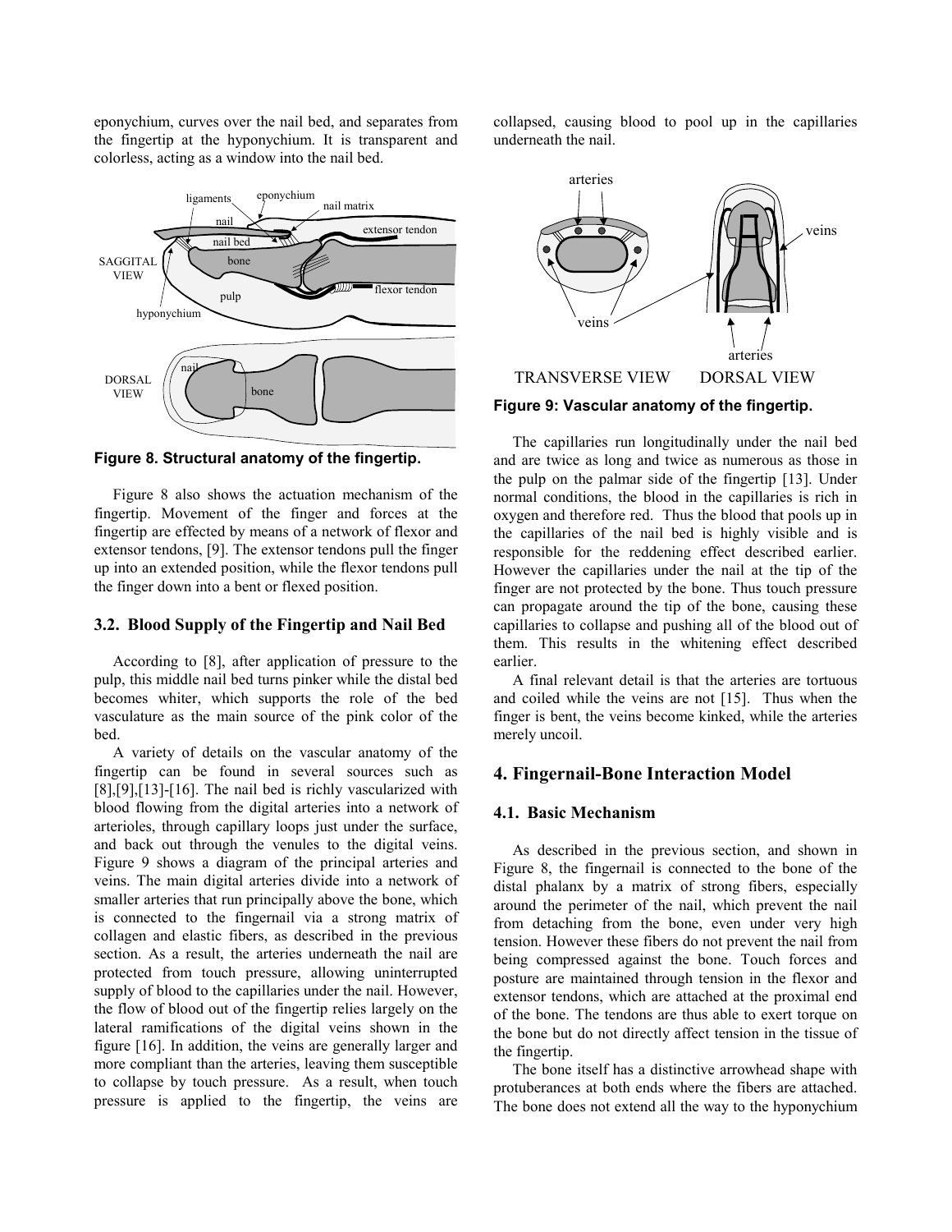eponychium, curves over the nail bed, and separates from the fingertip at the hyponychium. It is transparent and colorless, acting as a window into the nail bed.

**Figure 8. Structural anatomy of the fingertip.**

Figure 8 also shows the actuation mechanism of the fingertip. Movement of the finger and forces at the fingertip are effected by means of a network of flexor and extensor tendons, [9]. The extensor tendons pull the finger up into an extended position, while the flexor tendons pull the finger down into a bent or flexed position.

### 3.2. Blood Supply of the Fingertip and Nail Bed

According to [8], after application of pressure to the pulp, this middle nail bed turns pinker while the distal bed becomes whiter, which supports the role of the bed vasculature as the main source of the pink color of the bed.

A variety of details on the vascular anatomy of the fingertip can be found in several sources such as [8],[9],[13]-[16]. The nail bed is richly vascularized with blood flowing from the digital arteries into a network of arterioles, through capillary loops just under the surface, and back out through the venules to the digital veins. Figure 9 shows a diagram of the principal arteries and veins. The main digital arteries divide into a network of smaller arteries that run principally above the bone, which is connected to the fingernail via a strong matrix of collagen and elastic fibers, as described in the previous section. As a result, the arteries underneath the nail are protected from touch pressure, allowing uninterrupted supply of blood to the capillaries under the nail. However, the flow of blood out of the fingertip relies largely on the lateral ramifications of the digital veins shown in the figure [16]. In addition, the veins are generally larger and more compliant than the arteries, leaving them susceptible to collapse by touch pressure. As a result, when touch pressure is applied to the fingertip, the veins are collapsed, causing blood to pool up in the capillaries underneath the nail.

**Figure 9: Vascular anatomy of the fingertip.**

The capillaries run longitudinally under the nail bed and are twice as long and twice as numerous as those in the pulp on the palmar side of the fingertip [13]. Under normal conditions, the blood in the capillaries is rich in oxygen and therefore red. Thus the blood that pools up in the capillaries of the nail bed is highly visible and is responsible for the reddening effect described earlier. However the capillaries under the nail at the tip of the finger are not protected by the bone. Thus touch pressure can propagate around the tip of the bone, causing these capillaries to collapse and pushing all of the blood out of them. This results in the whitening effect described earlier.

A final relevant detail is that the arteries are tortuous and coiled while the veins are not [15]. Thus when the finger is bent, the veins become kinked, while the arteries merely uncoil.

## 4. Fingernail-Bone Interaction Model

### 4.1. Basic Mechanism

As described in the previous section, and shown in Figure 8, the fingernail is connected to the bone of the distal phalanx by a matrix of strong fibers, especially around the perimeter of the nail, which prevent the nail from detaching from the bone, even under very high tension. However these fibers do not prevent the nail from being compressed against the bone. Touch forces and posture are maintained through tension in the flexor and extensor tendons, which are attached at the proximal end of the bone. The tendons are thus able to exert torque on the bone but do not directly affect tension in the tissue of the fingertip.

The bone itself has a distinctive arrowhead shape with protuberances at both ends where the fibers are attached. The bone does not extend all the way to the hyponychium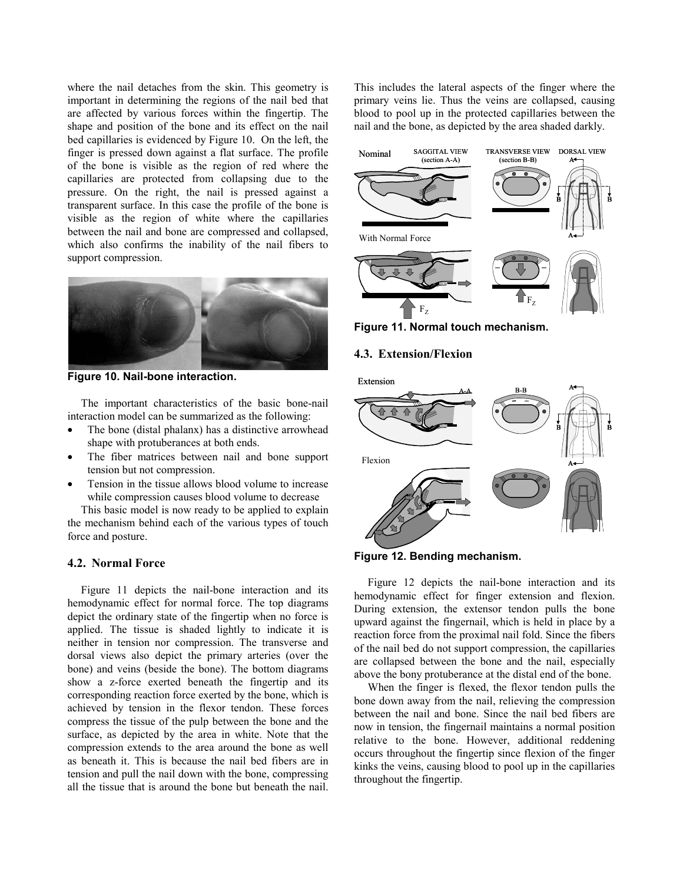where the nail detaches from the skin. This geometry is important in determining the regions of the nail bed that are affected by various forces within the fingertip. The shape and position of the bone and its effect on the nail bed capillaries is evidenced by Figure 10. On the left, the finger is pressed down against a flat surface. The profile of the bone is visible as the region of red where the capillaries are protected from collapsing due to the pressure. On the right, the nail is pressed against a transparent surface. In this case the profile of the bone is visible as the region of white where the capillaries between the nail and bone are compressed and collapsed, which also confirms the inability of the nail fibers to support compression.

**Figure 10. Nail-bone interaction.**

The important characteristics of the basic bone-nail interaction model can be summarized as the following:

- The bone (distal phalanx) has a distinctive arrowhead shape with protuberances at both ends.
- The fiber matrices between nail and bone support tension but not compression.
- Tension in the tissue allows blood volume to increase while compression causes blood volume to decrease

This basic model is now ready to be applied to explain the mechanism behind each of the various types of touch force and posture.

### 4.2. Normal Force

Figure 11 depicts the nail-bone interaction and its hemodynamic effect for normal force. The top diagrams depict the ordinary state of the fingertip when no force is applied. The tissue is shaded lightly to indicate it is neither in tension nor compression. The transverse and dorsal views also depict the primary arteries (over the bone) and veins (beside the bone). The bottom diagrams show a z-force exerted beneath the fingertip and its corresponding reaction force exerted by the bone, which is achieved by tension in the flexor tendon. These forces compress the tissue of the pulp between the bone and the surface, as depicted by the area in white. Note that the compression extends to the area around the bone as well as beneath it. This is because the nail bed fibers are in tension and pull the nail down with the bone, compressing all the tissue that is around the bone but beneath the nail. This includes the lateral aspects of the finger where the primary veins lie. Thus the veins are collapsed, causing blood to pool up in the protected capillaries between the nail and the bone, as depicted by the area shaded darkly.

**Figure 11. Normal touch mechanism.**

### 4.3. Extension/Flexion

**Figure 12. Bending mechanism.**

Figure 12 depicts the nail-bone interaction and its hemodynamic effect for finger extension and flexion. During extension, the extensor tendon pulls the bone upward against the fingernail, which is held in place by a reaction force from the proximal nail fold. Since the fibers of the nail bed do not support compression, the capillaries are collapsed between the bone and the nail, especially above the bony protuberance at the distal end of the bone.

When the finger is flexed, the flexor tendon pulls the bone down away from the nail, relieving the compression between the nail and bone. Since the nail bed fibers are now in tension, the fingernail maintains a normal position relative to the bone. However, additional reddening occurs throughout the fingertip since flexion of the finger kinks the veins, causing blood to pool up in the capillaries throughout the fingertip.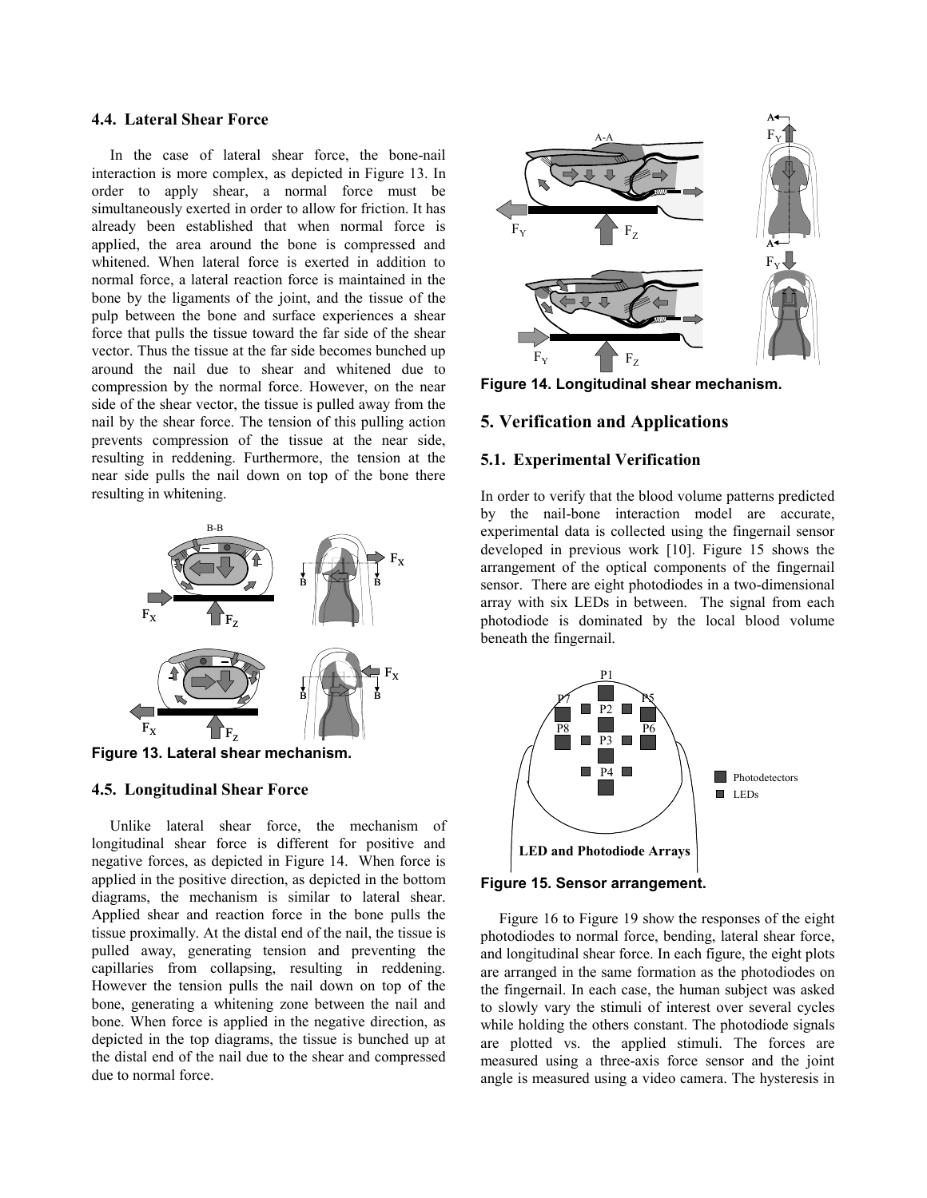### 4.4. Lateral Shear Force

In the case of lateral shear force, the bone-nail interaction is more complex, as depicted in Figure 13. In order to apply shear, a normal force must be simultaneously exerted in order to allow for friction. It has already been established that when normal force is applied, the area around the bone is compressed and whitened. When lateral force is exerted in addition to normal force, a lateral reaction force is maintained in the bone by the ligaments of the joint, and the tissue of the pulp between the bone and surface experiences a shear force that pulls the tissue toward the far side of the shear vector. Thus the tissue at the far side becomes bunched up around the nail due to shear and whitened due to compression by the normal force. However, on the near side of the shear vector, the tissue is pulled away from the nail by the shear force. The tension of this pulling action prevents compression of the tissue at the near side, resulting in reddening. Furthermore, the tension at the near side pulls the nail down on top of the bone there resulting in whitening.

B-B

$F_X$

$F_Z$

B B

$F_X$

$F_Z$

B B

**Figure 13. Lateral shear mechanism.**

### 4.5. Longitudinal Shear Force

Unlike lateral shear force, the mechanism of longitudinal shear force is different for positive and negative forces, as depicted in Figure 14. When force is applied in the positive direction, as depicted in the bottom diagrams, the mechanism is similar to lateral shear. Applied shear and reaction force in the bone pulls the tissue proximally. At the distal end of the nail, the tissue is pulled away, generating tension and preventing the capillaries from collapsing, resulting in reddening. However the tension pulls the nail down on top of the bone, generating a whitening zone between the nail and bone. When force is applied in the negative direction, as depicted in the top diagrams, the tissue is bunched up at the distal end of the nail due to the shear and compressed due to normal force.

A-A

$F_Y$

$F_Z$

A

A

$F_Y$

$F_Z$

**Figure 14. Longitudinal shear mechanism.**

## 5. Verification and Applications

### 5.1. Experimental Verification

In order to verify that the blood volume patterns predicted by the nail-bone interaction model are accurate, experimental data is collected using the fingernail sensor developed in previous work [10]. Figure 15 shows the arrangement of the optical components of the fingernail sensor. There are eight photodiodes in a two-dimensional array with six LEDs in between. The signal from each photodiode is dominated by the local blood volume beneath the fingernail.

P1

P7 P2 P5

P8 P3 P6

P4

Photodetectors

LEDs

LED and Photodiode Arrays

**Figure 15. Sensor arrangement.**

Figure 16 to Figure 19 show the responses of the eight photodiodes to normal force, bending, lateral shear force, and longitudinal shear force. In each figure, the eight plots are arranged in the same formation as the photodiodes on the fingernail. In each case, the human subject was asked to slowly vary the stimuli of interest over several cycles while holding the others constant. The photodiode signals are plotted vs. the applied stimuli. The forces are measured using a three-axis force sensor and the joint angle is measured using a video camera. The hysteresis in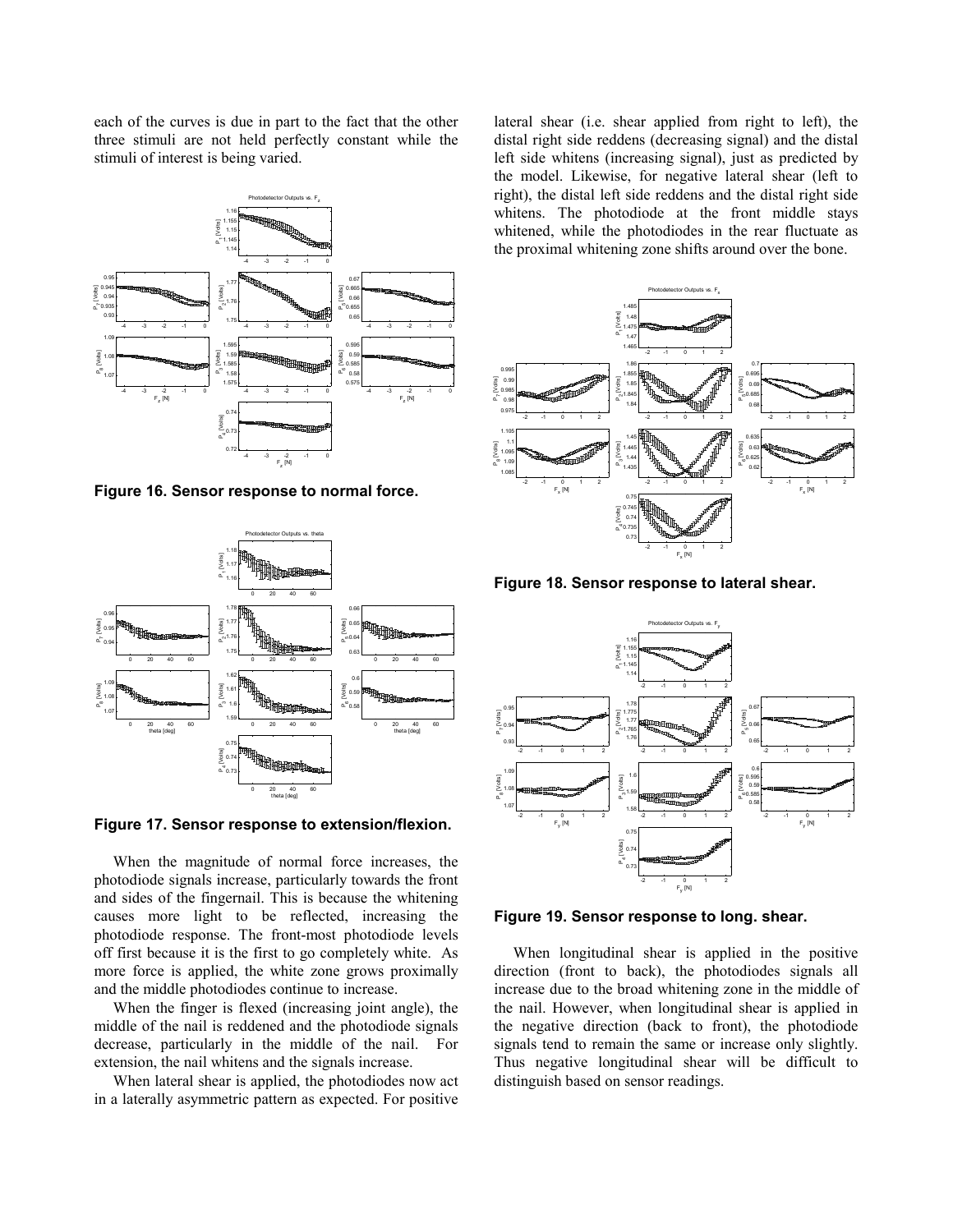each of the curves is due in part to the fact that the other three stimuli are not held perfectly constant while the stimuli of interest is being varied.

**Figure 16. Sensor response to normal force.**

**Figure 17. Sensor response to extension/flexion.**

When the magnitude of normal force increases, the photodiode signals increase, particularly towards the front and sides of the fingernail. This is because the whitening causes more light to be reflected, increasing the photodiode response. The front-most photodiode levels off first because it is the first to go completely white. As more force is applied, the white zone grows proximally and the middle photodiodes continue to increase.

When the finger is flexed (increasing joint angle), the middle of the nail is reddened and the photodiode signals decrease, particularly in the middle of the nail. For extension, the nail whitens and the signals increase.

When lateral shear is applied, the photodiodes now act in a laterally asymmetric pattern as expected. For positive lateral shear (i.e. shear applied from right to left), the distal right side reddens (decreasing signal) and the distal left side whitens (increasing signal), just as predicted by the model. Likewise, for negative lateral shear (left to right), the distal left side reddens and the distal right side whitens. The photodiode at the front middle stays whitened, while the photodiodes in the rear fluctuate as the proximal whitening zone shifts around over the bone.

**Figure 18. Sensor response to lateral shear.**

**Figure 19. Sensor response to long. shear.**

When longitudinal shear is applied in the positive direction (front to back), the photodiodes signals all increase due to the broad whitening zone in the middle of the nail. However, when longitudinal shear is applied in the negative direction (back to front), the photodiode signals tend to remain the same or increase only slightly. Thus negative longitudinal shear will be difficult to distinguish based on sensor readings.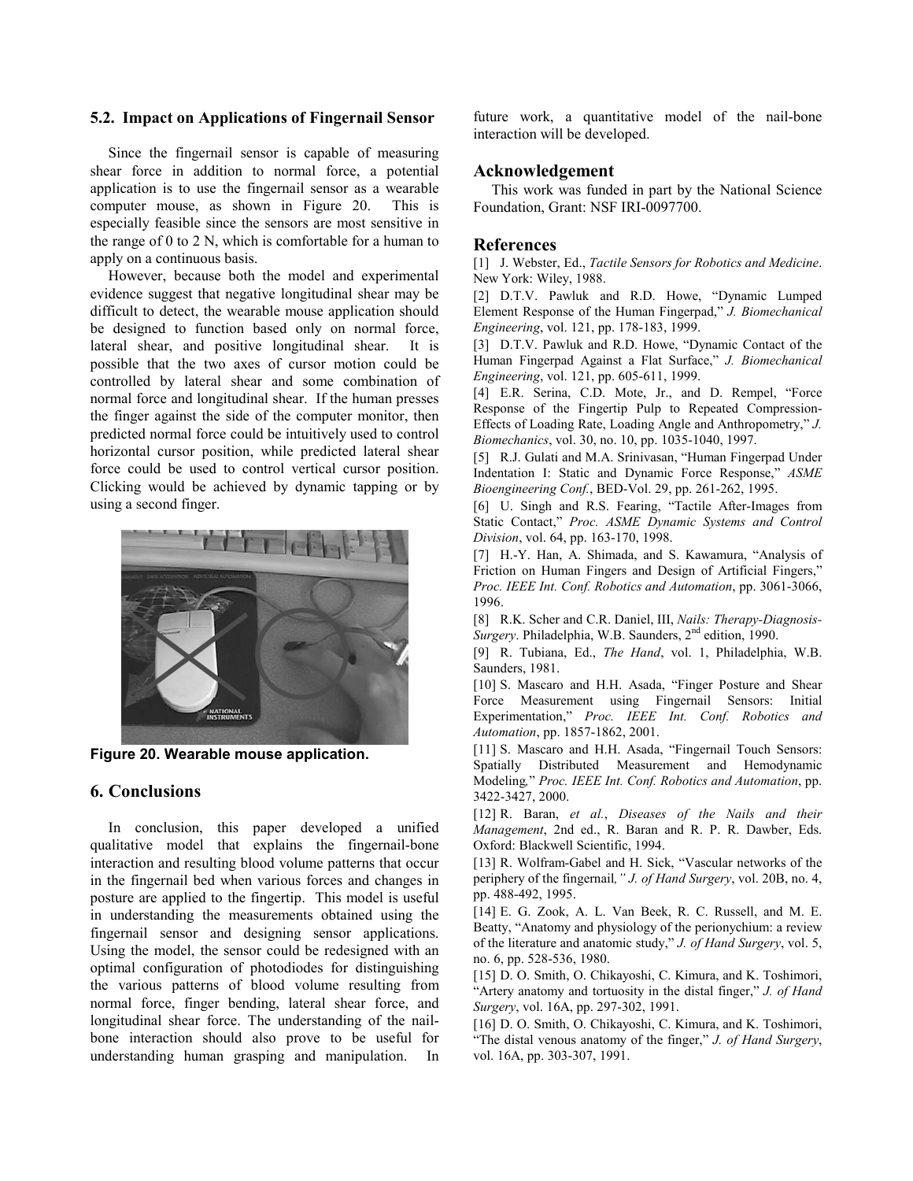### 5.2. Impact on Applications of Fingernail Sensor

Since the fingernail sensor is capable of measuring shear force in addition to normal force, a potential application is to use the fingernail sensor as a wearable computer mouse, as shown in Figure 20. This is especially feasible since the sensors are most sensitive in the range of 0 to 2 N, which is comfortable for a human to apply on a continuous basis.

However, because both the model and experimental evidence suggest that negative longitudinal shear may be difficult to detect, the wearable mouse application should be designed to function based only on normal force, lateral shear, and positive longitudinal shear. It is possible that the two axes of cursor motion could be controlled by lateral shear and some combination of normal force and longitudinal shear. If the human presses the finger against the side of the computer monitor, then predicted normal force could be intuitively used to control horizontal cursor position, while predicted lateral shear force could be used to control vertical cursor position. Clicking would be achieved by dynamic tapping or by using a second finger.

**Figure 20. Wearable mouse application.**

## 6. Conclusions

In conclusion, this paper developed a unified qualitative model that explains the fingernail-bone interaction and resulting blood volume patterns that occur in the fingernail bed when various forces and changes in posture are applied to the fingertip. This model is useful in understanding the measurements obtained using the fingernail sensor and designing sensor applications. Using the model, the sensor could be redesigned with an optimal configuration of photodiodes for distinguishing the various patterns of blood volume resulting from normal force, finger bending, lateral shear force, and longitudinal shear force. The understanding of the nail-bone interaction should also prove to be useful for understanding human grasping and manipulation. In future work, a quantitative model of the nail-bone interaction will be developed.

## Acknowledgement

This work was funded in part by the National Science Foundation, Grant: NSF IRI-0097700.

## References

[1] J. Webster, Ed., *Tactile Sensors for Robotics and Medicine*. New York: Wiley, 1988.

[2] D.T.V. Pawluk and R.D. Howe, "Dynamic Lumped Element Response of the Human Fingerpad," *J. Biomechanical Engineering*, vol. 121, pp. 178-183, 1999.

[3] D.T.V. Pawluk and R.D. Howe, "Dynamic Contact of the Human Fingerpad Against a Flat Surface," *J. Biomechanical Engineering*, vol. 121, pp. 605-611, 1999.

[4] E.R. Serina, C.D. Mote, Jr., and D. Rempel, "Force Response of the Fingertip Pulp to Repeated Compression-Effects of Loading Rate, Loading Angle and Anthropometry," *J. Biomechanics*, vol. 30, no. 10, pp. 1035-1040, 1997.

[5] R.J. Gulati and M.A. Srinivasan, "Human Fingerpad Under Indentation I: Static and Dynamic Force Response," *ASME Bioengineering Conf.*, BED-Vol. 29, pp. 261-262, 1995.

[6] U. Singh and R.S. Fearing, "Tactile After-Images from Static Contact," *Proc. ASME Dynamic Systems and Control Division*, vol. 64, pp. 163-170, 1998.

[7] H.-Y. Han, A. Shimada, and S. Kawamura, "Analysis of Friction on Human Fingers and Design of Artificial Fingers," *Proc. IEEE Int. Conf. Robotics and Automation*, pp. 3061-3066, 1996.

[8] R.K. Scher and C.R. Daniel, III, *Nails: Therapy-Diagnosis-Surgery*. Philadelphia, W.B. Saunders, 2nd edition, 1990.

[9] R. Tubiana, Ed., *The Hand*, vol. 1, Philadelphia, W.B. Saunders, 1981.

[10] S. Mascaro and H.H. Asada, "Finger Posture and Shear Force Measurement using Fingernail Sensors: Initial Experimentation," *Proc. IEEE Int. Conf. Robotics and Automation*, pp. 1857-1862, 2001.

[11] S. Mascaro and H.H. Asada, "Fingernail Touch Sensors: Spatially Distributed Measurement and Hemodynamic Modeling," *Proc. IEEE Int. Conf. Robotics and Automation*, pp. 3422-3427, 2000.

[12] R. Baran, *et al.*, *Diseases of the Nails and their Management*, 2nd ed., R. Baran and R. P. R. Dawber, Eds. Oxford: Blackwell Scientific, 1994.

[13] R. Wolfram-Gabel and H. Sick, "Vascular networks of the periphery of the fingernail," *J. of Hand Surgery*, vol. 20B, no. 4, pp. 488-492, 1995.

[14] E. G. Zook, A. L. Van Beek, R. C. Russell, and M. E. Beatty, "Anatomy and physiology of the perionychium: a review of the literature and anatomic study," *J. of Hand Surgery*, vol. 5, no. 6, pp. 528-536, 1980.

[15] D. O. Smith, O. Chikayoshi, C. Kimura, and K. Toshimori, "Artery anatomy and tortuosity in the distal finger," *J. of Hand Surgery*, vol. 16A, pp. 297-302, 1991.

[16] D. O. Smith, O. Chikayoshi, C. Kimura, and K. Toshimori, "The distal venous anatomy of the finger," *J. of Hand Surgery*, vol. 16A, pp. 303-307, 1991.